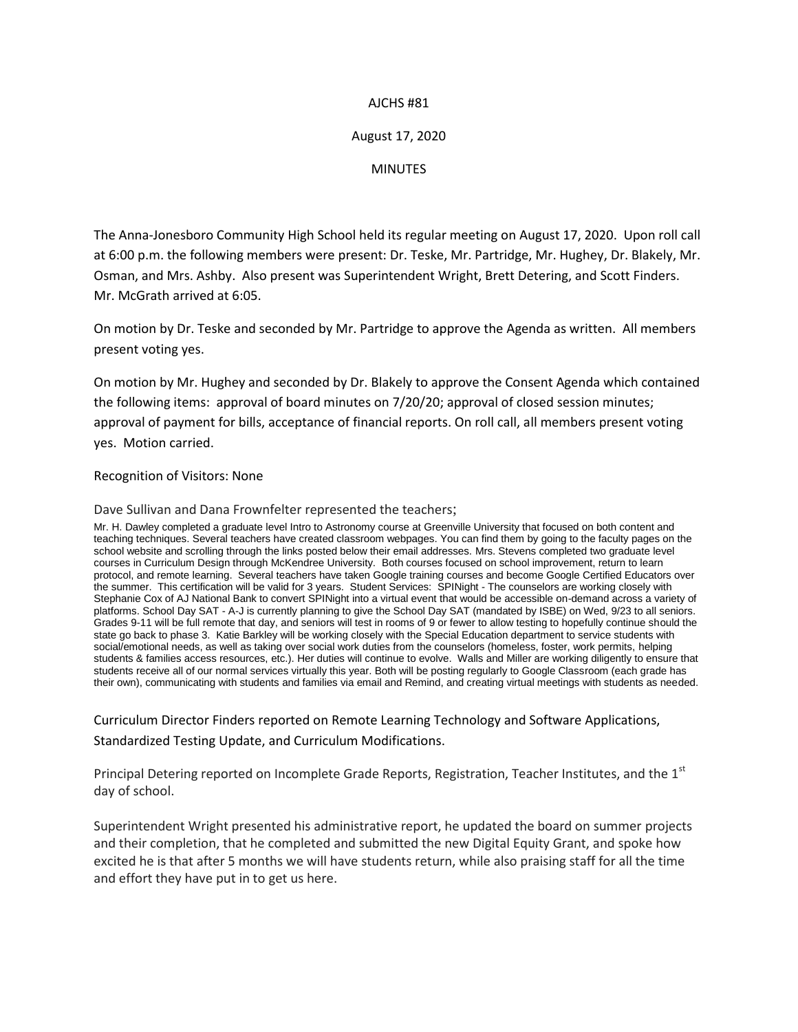AJCHS #81

August 17, 2020

MINUTES

The Anna-Jonesboro Community High School held its regular meeting on August 17, 2020. Upon roll call at 6:00 p.m. the following members were present: Dr. Teske, Mr. Partridge, Mr. Hughey, Dr. Blakely, Mr. Osman, and Mrs. Ashby. Also present was Superintendent Wright, Brett Detering, and Scott Finders. Mr. McGrath arrived at 6:05.

On motion by Dr. Teske and seconded by Mr. Partridge to approve the Agenda as written. All members present voting yes.

On motion by Mr. Hughey and seconded by Dr. Blakely to approve the Consent Agenda which contained the following items: approval of board minutes on 7/20/20; approval of closed session minutes; approval of payment for bills, acceptance of financial reports. On roll call, all members present voting yes. Motion carried.

Recognition of Visitors: None

Dave Sullivan and Dana Frownfelter represented the teachers;

Mr. H. Dawley completed a graduate level Intro to Astronomy course at Greenville University that focused on both content and teaching techniques. Several teachers have created classroom webpages. You can find them by going to the faculty pages on the school website and scrolling through the links posted below their email addresses. Mrs. Stevens completed two graduate level courses in Curriculum Design through McKendree University. Both courses focused on school improvement, return to learn protocol, and remote learning. Several teachers have taken Google training courses and become Google Certified Educators over the summer. This certification will be valid for 3 years. Student Services: SPINight - The counselors are working closely with Stephanie Cox of AJ National Bank to convert SPINight into a virtual event that would be accessible on-demand across a variety of platforms. School Day SAT - A-J is currently planning to give the School Day SAT (mandated by ISBE) on Wed, 9/23 to all seniors. Grades 9-11 will be full remote that day, and seniors will test in rooms of 9 or fewer to allow testing to hopefully continue should the state go back to phase 3. Katie Barkley will be working closely with the Special Education department to service students with social/emotional needs, as well as taking over social work duties from the counselors (homeless, foster, work permits, helping students & families access resources, etc.). Her duties will continue to evolve. Walls and Miller are working diligently to ensure that students receive all of our normal services virtually this year. Both will be posting regularly to Google Classroom (each grade has their own), communicating with students and families via email and Remind, and creating virtual meetings with students as needed.

Curriculum Director Finders reported on Remote Learning Technology and Software Applications, Standardized Testing Update, and Curriculum Modifications.

Principal Detering reported on Incomplete Grade Reports, Registration, Teacher Institutes, and the 1st day of school.

Superintendent Wright presented his administrative report, he updated the board on summer projects and their completion, that he completed and submitted the new Digital Equity Grant, and spoke how excited he is that after 5 months we will have students return, while also praising staff for all the time and effort they have put in to get us here.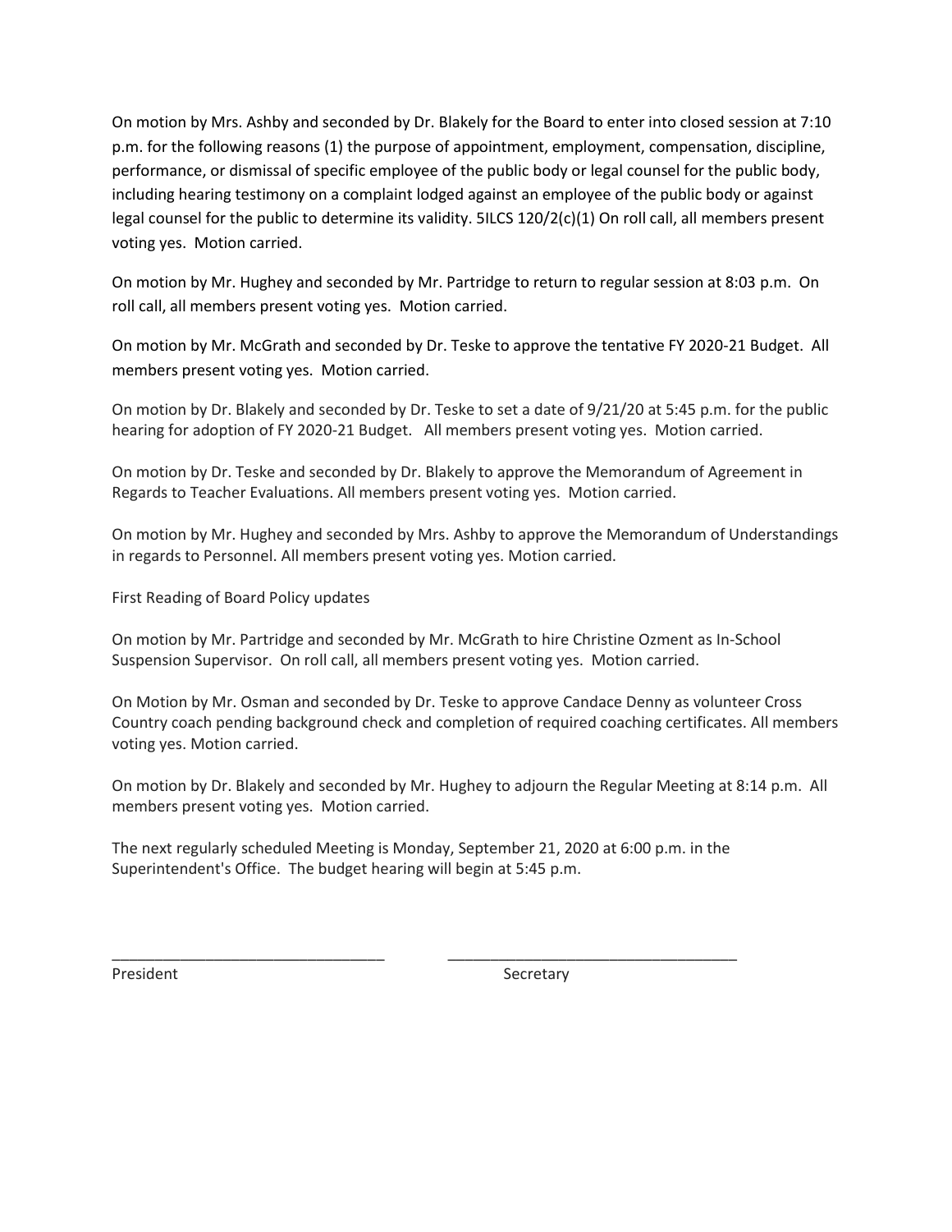On motion by Mrs. Ashby and seconded by Dr. Blakely for the Board to enter into closed session at 7:10 p.m. for the following reasons (1) the purpose of appointment, employment, compensation, discipline, performance, or dismissal of specific employee of the public body or legal counsel for the public body, including hearing testimony on a complaint lodged against an employee of the public body or against legal counsel for the public to determine its validity. 5ILCS 120/2(c)(1) On roll call, all members present voting yes. Motion carried.

On motion by Mr. Hughey and seconded by Mr. Partridge to return to regular session at 8:03 p.m. On roll call, all members present voting yes. Motion carried.

On motion by Mr. McGrath and seconded by Dr. Teske to approve the tentative FY 2020-21 Budget. All members present voting yes. Motion carried.

On motion by Dr. Blakely and seconded by Dr. Teske to set a date of 9/21/20 at 5:45 p.m. for the public hearing for adoption of FY 2020-21 Budget. All members present voting yes. Motion carried.

On motion by Dr. Teske and seconded by Dr. Blakely to approve the Memorandum of Agreement in Regards to Teacher Evaluations. All members present voting yes. Motion carried.

On motion by Mr. Hughey and seconded by Mrs. Ashby to approve the Memorandum of Understandings in regards to Personnel. All members present voting yes. Motion carried.

First Reading of Board Policy updates

On motion by Mr. Partridge and seconded by Mr. McGrath to hire Christine Ozment as In-School Suspension Supervisor. On roll call, all members present voting yes. Motion carried.

On Motion by Mr. Osman and seconded by Dr. Teske to approve Candace Denny as volunteer Cross Country coach pending background check and completion of required coaching certificates. All members voting yes. Motion carried.

On motion by Dr. Blakely and seconded by Mr. Hughey to adjourn the Regular Meeting at 8:14 p.m. All members present voting yes. Motion carried.

The next regularly scheduled Meeting is Monday, September 21, 2020 at 6:00 p.m. in the Superintendent's Office. The budget hearing will begin at 5:45 p.m.

_______________________________ _______________________________

President Secretary